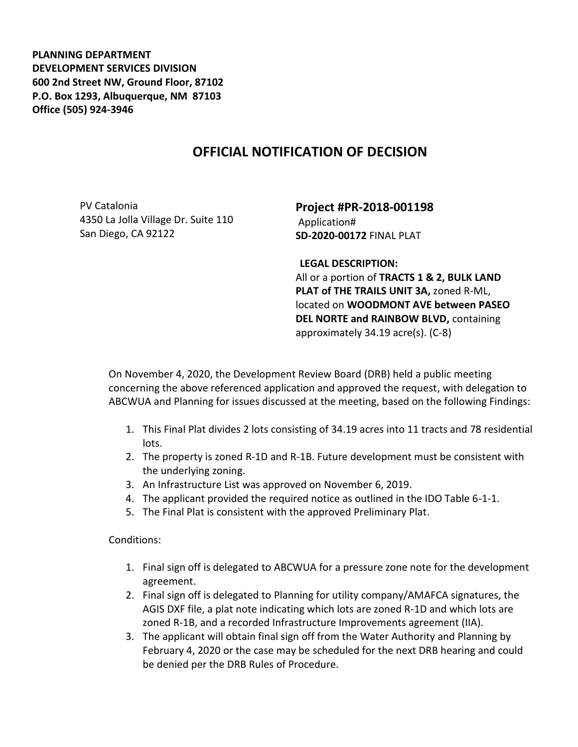**PLANNING DEPARTMENT**
**DEVELOPMENT SERVICES DIVISION**
**600 2nd Street NW, Ground Floor, 87102**
**P.O. Box 1293, Albuquerque, NM 87103**
**Office (505) 924-3946**

# OFFICIAL NOTIFICATION OF DECISION

PV Catalonia
4350 La Jolla Village Dr. Suite 110
San Diego, CA 92122

**Project #PR-2018-001198**
Application#
**SD-2020-00172** FINAL PLAT

**LEGAL DESCRIPTION:**
All or a portion of **TRACTS 1 & 2, BULK LAND PLAT of THE TRAILS UNIT 3A,** zoned R-ML, located on **WOODMONT AVE between PASEO DEL NORTE and RAINBOW BLVD,** containing approximately 34.19 acre(s). (C-8)

On November 4, 2020, the Development Review Board (DRB) held a public meeting concerning the above referenced application and approved the request, with delegation to ABCWUA and Planning for issues discussed at the meeting, based on the following Findings:

1. This Final Plat divides 2 lots consisting of 34.19 acres into 11 tracts and 78 residential lots.
2. The property is zoned R-1D and R-1B. Future development must be consistent with the underlying zoning.
3. An Infrastructure List was approved on November 6, 2019.
4. The applicant provided the required notice as outlined in the IDO Table 6-1-1.
5. The Final Plat is consistent with the approved Preliminary Plat.

Conditions:

1. Final sign off is delegated to ABCWUA for a pressure zone note for the development agreement.
2. Final sign off is delegated to Planning for utility company/AMAFCA signatures, the AGIS DXF file, a plat note indicating which lots are zoned R-1D and which lots are zoned R-1B, and a recorded Infrastructure Improvements agreement (IIA).
3. The applicant will obtain final sign off from the Water Authority and Planning by February 4, 2020 or the case may be scheduled for the next DRB hearing and could be denied per the DRB Rules of Procedure.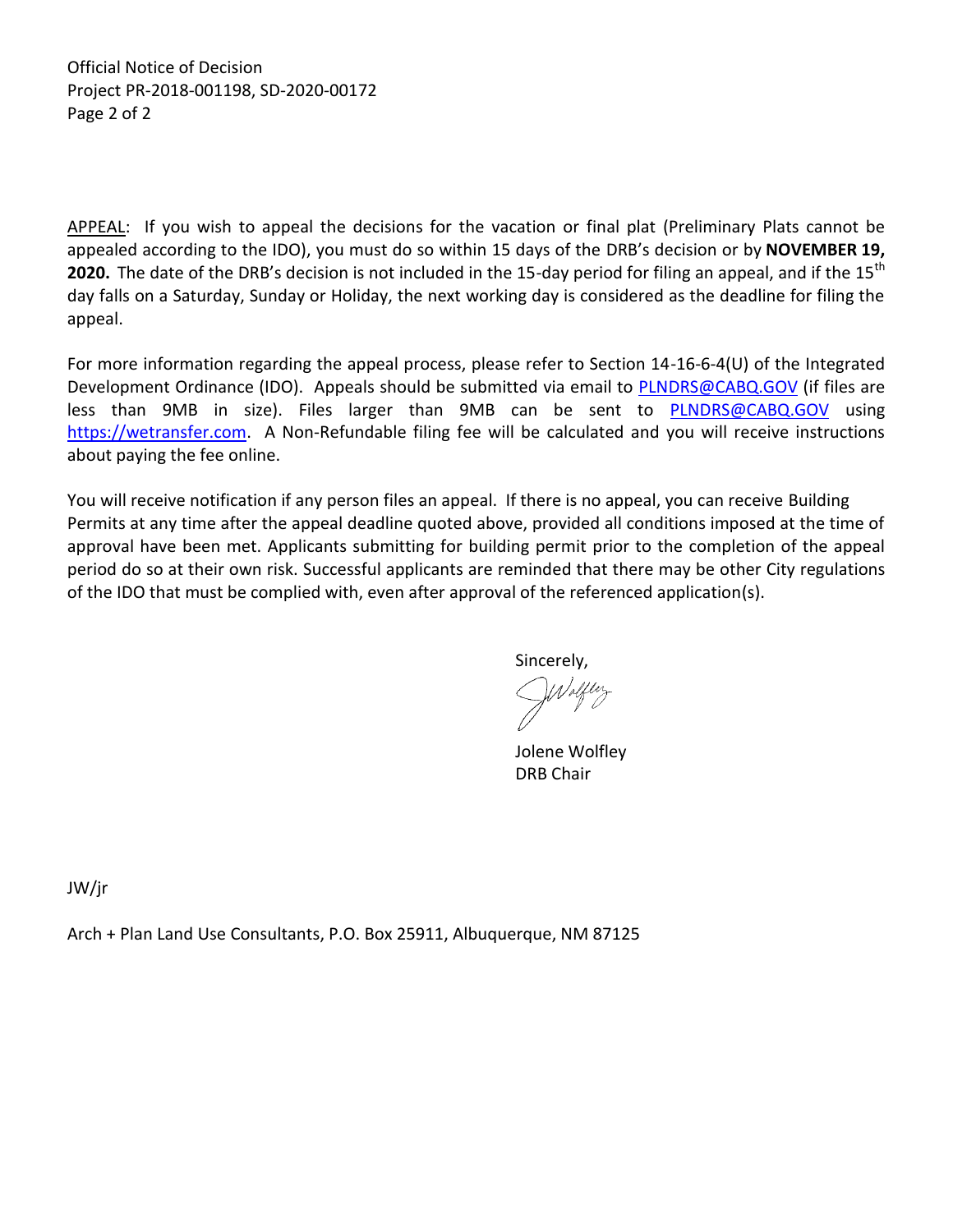APPEAL: If you wish to appeal the decisions for the vacation or final plat (Preliminary Plats cannot be appealed according to the IDO), you must do so within 15 days of the DRB's decision or by **NOVEMBER 19, 2020.** The date of the DRB's decision is not included in the 15-day period for filing an appeal, and if the 15th day falls on a Saturday, Sunday or Holiday, the next working day is considered as the deadline for filing the appeal.

For more information regarding the appeal process, please refer to Section 14-16-6-4(U) of the Integrated Development Ordinance (IDO). Appeals should be submitted via email to PLNDRS@CABQ.GOV (if files are less than 9MB in size). Files larger than 9MB can be sent to PLNDRS@CABQ.GOV using https://wetransfer.com. A Non-Refundable filing fee will be calculated and you will receive instructions about paying the fee online.

You will receive notification if any person files an appeal. If there is no appeal, you can receive Building Permits at any time after the appeal deadline quoted above, provided all conditions imposed at the time of approval have been met. Applicants submitting for building permit prior to the completion of the appeal period do so at their own risk. Successful applicants are reminded that there may be other City regulations of the IDO that must be complied with, even after approval of the referenced application(s).

Sincerely,

Jolene Wolfley
DRB Chair

JW/jr

Arch + Plan Land Use Consultants, P.O. Box 25911, Albuquerque, NM 87125